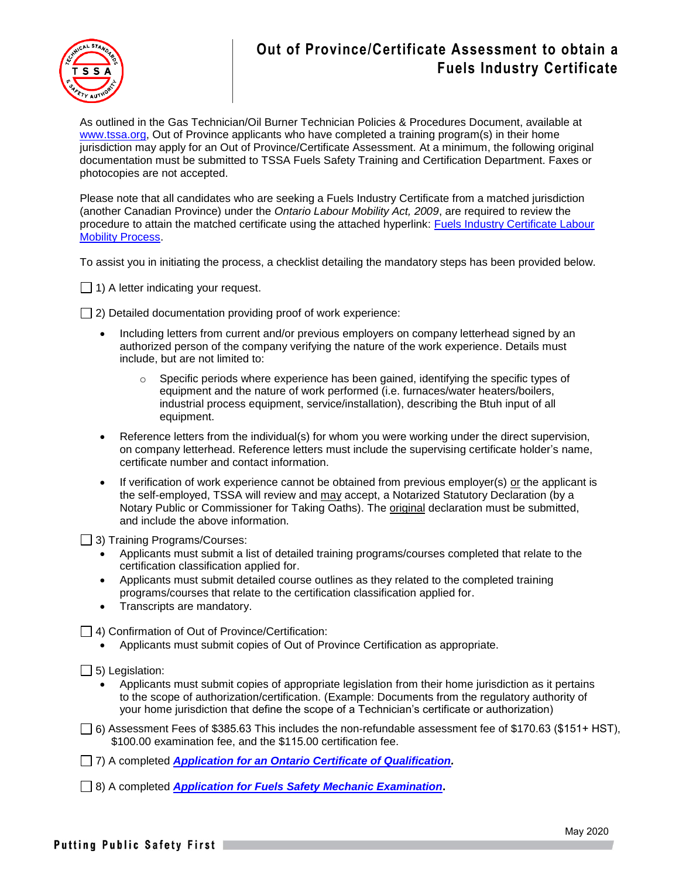# Out of Province/Certificate Assessment to obtain a Fuels Industry Certificate

As outlined in the Gas Technician/Oil Burner Technician Policies & Procedures Document, available at www.tssa.org, Out of Province applicants who have completed a training program(s) in their home jurisdiction may apply for an Out of Province/Certificate Assessment. At a minimum, the following original documentation must be submitted to TSSA Fuels Safety Training and Certification Department. Faxes or photocopies are not accepted.

Please note that all candidates who are seeking a Fuels Industry Certificate from a matched jurisdiction (another Canadian Province) under the *Ontario Labour Mobility Act, 2009*, are required to review the procedure to attain the matched certificate using the attached hyperlink: Fuels Industry Certificate Labour Mobility Process.

To assist you in initiating the process, a checklist detailing the mandatory steps has been provided below.

☐ 1) A letter indicating your request.

☐ 2) Detailed documentation providing proof of work experience:

- Including letters from current and/or previous employers on company letterhead signed by an authorized person of the company verifying the nature of the work experience. Details must include, but are not limited to:
  - Specific periods where experience has been gained, identifying the specific types of equipment and the nature of work performed (i.e. furnaces/water heaters/boilers, industrial process equipment, service/installation), describing the Btuh input of all equipment.
- Reference letters from the individual(s) for whom you were working under the direct supervision, on company letterhead. Reference letters must include the supervising certificate holder's name, certificate number and contact information.
- If verification of work experience cannot be obtained from previous employer(s) or the applicant is the self-employed, TSSA will review and may accept, a Notarized Statutory Declaration (by a Notary Public or Commissioner for Taking Oaths). The original declaration must be submitted, and include the above information.

☐ 3) Training Programs/Courses:

- Applicants must submit a list of detailed training programs/courses completed that relate to the certification classification applied for.
- Applicants must submit detailed course outlines as they related to the completed training programs/courses that relate to the certification classification applied for.
- Transcripts are mandatory.

☐ 4) Confirmation of Out of Province/Certification:

- Applicants must submit copies of Out of Province Certification as appropriate.

☐ 5) Legislation:

- Applicants must submit copies of appropriate legislation from their home jurisdiction as it pertains to the scope of authorization/certification. (Example: Documents from the regulatory authority of your home jurisdiction that define the scope of a Technician's certificate or authorization)

☐ 6) Assessment Fees of $385.63 This includes the non-refundable assessment fee of $170.63 ($151+ HST), $100.00 examination fee, and the $115.00 certification fee.

☐ 7) A completed ***Application for an Ontario Certificate of Qualification.***

☐ 8) A completed ***Application for Fuels Safety Mechanic Examination*.**

May 2020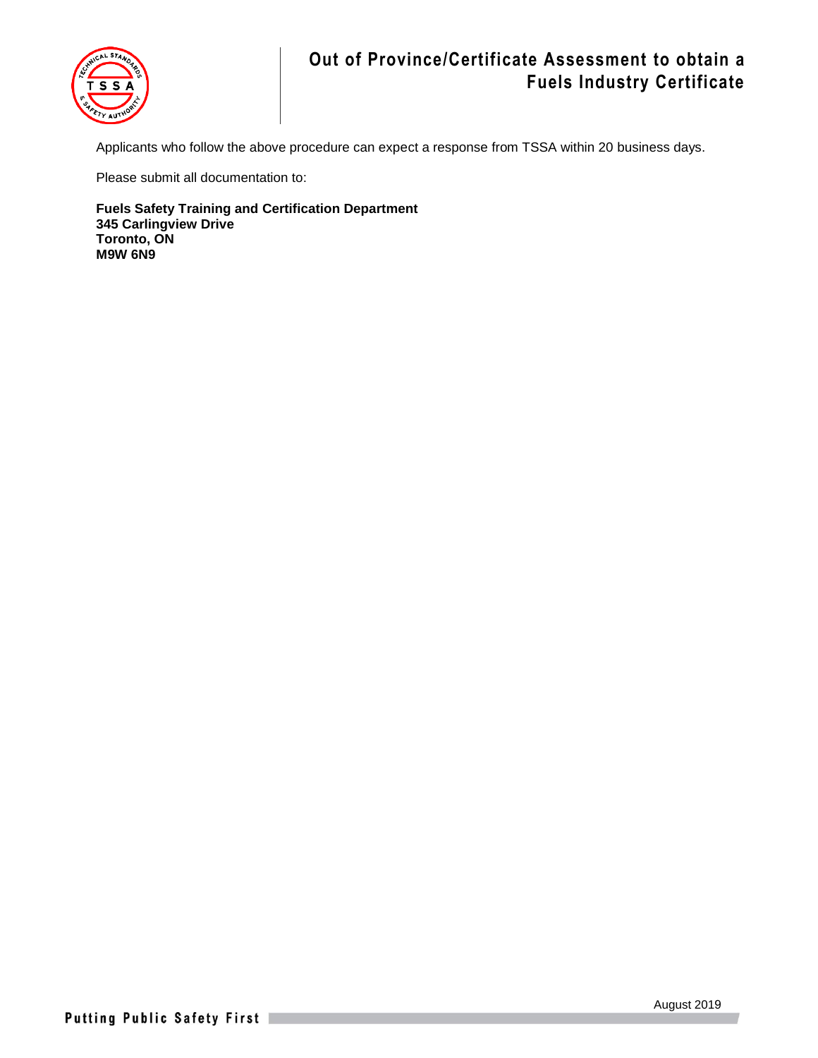Applicants who follow the above procedure can expect a response from TSSA within 20 business days.

Please submit all documentation to:

**Fuels Safety Training and Certification Department**
**345 Carlingview Drive**
**Toronto, ON**
**M9W 6N9**